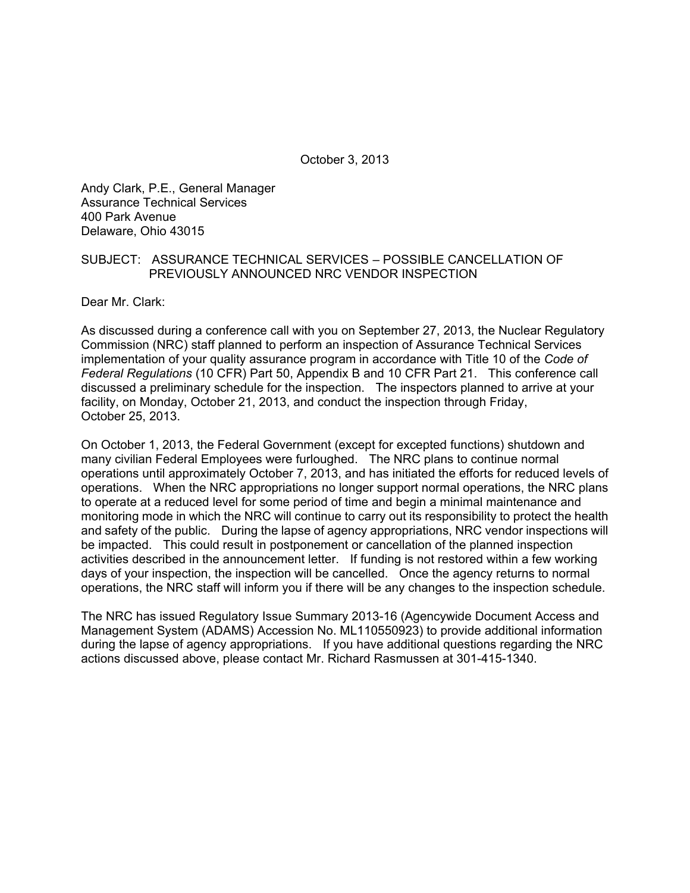October 3, 2013

Andy Clark, P.E., General Manager
Assurance Technical Services
400 Park Avenue
Delaware, Ohio 43015

SUBJECT: ASSURANCE TECHNICAL SERVICES – POSSIBLE CANCELLATION OF PREVIOUSLY ANNOUNCED NRC VENDOR INSPECTION

Dear Mr. Clark:

As discussed during a conference call with you on September 27, 2013, the Nuclear Regulatory Commission (NRC) staff planned to perform an inspection of Assurance Technical Services implementation of your quality assurance program in accordance with Title 10 of the *Code of Federal Regulations* (10 CFR) Part 50, Appendix B and 10 CFR Part 21. This conference call discussed a preliminary schedule for the inspection. The inspectors planned to arrive at your facility, on Monday, October 21, 2013, and conduct the inspection through Friday, October 25, 2013.

On October 1, 2013, the Federal Government (except for excepted functions) shutdown and many civilian Federal Employees were furloughed. The NRC plans to continue normal operations until approximately October 7, 2013, and has initiated the efforts for reduced levels of operations. When the NRC appropriations no longer support normal operations, the NRC plans to operate at a reduced level for some period of time and begin a minimal maintenance and monitoring mode in which the NRC will continue to carry out its responsibility to protect the health and safety of the public. During the lapse of agency appropriations, NRC vendor inspections will be impacted. This could result in postponement or cancellation of the planned inspection activities described in the announcement letter. If funding is not restored within a few working days of your inspection, the inspection will be cancelled. Once the agency returns to normal operations, the NRC staff will inform you if there will be any changes to the inspection schedule.

The NRC has issued Regulatory Issue Summary 2013-16 (Agencywide Document Access and Management System (ADAMS) Accession No. ML110550923) to provide additional information during the lapse of agency appropriations. If you have additional questions regarding the NRC actions discussed above, please contact Mr. Richard Rasmussen at 301-415-1340.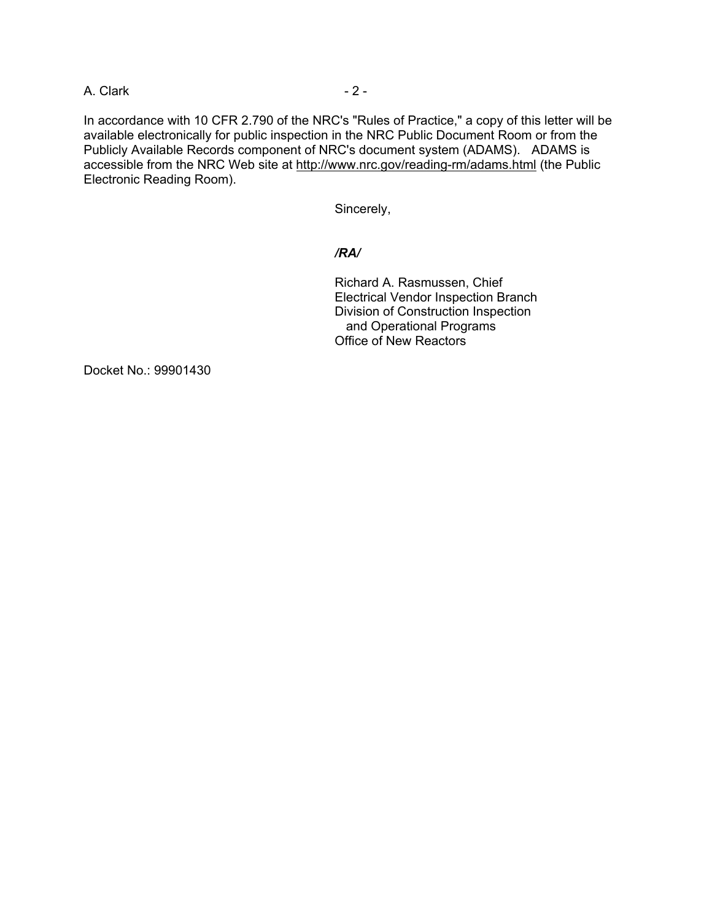In accordance with 10 CFR 2.790 of the NRC's "Rules of Practice," a copy of this letter will be available electronically for public inspection in the NRC Public Document Room or from the Publicly Available Records component of NRC's document system (ADAMS). ADAMS is accessible from the NRC Web site at http://www.nrc.gov/reading-rm/adams.html (the Public Electronic Reading Room).

Sincerely,

*/RA/*

Richard A. Rasmussen, Chief
Electrical Vendor Inspection Branch
Division of Construction Inspection
and Operational Programs
Office of New Reactors

Docket No.: 99901430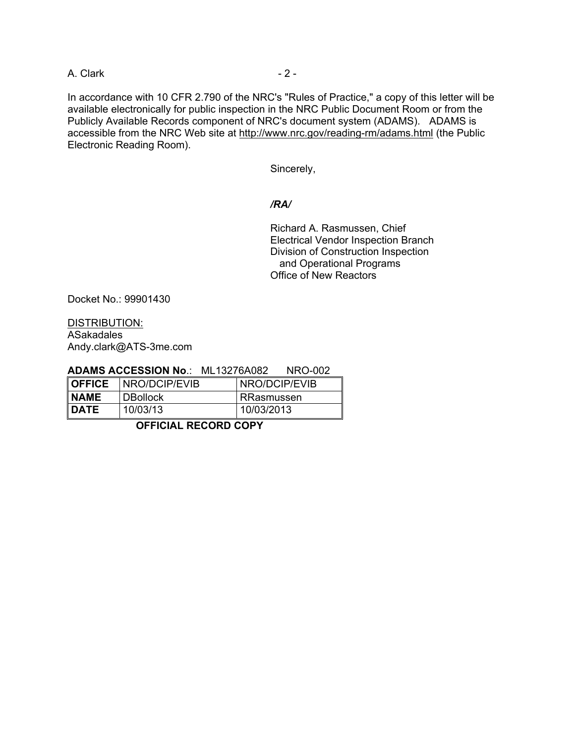In accordance with 10 CFR 2.790 of the NRC's "Rules of Practice," a copy of this letter will be available electronically for public inspection in the NRC Public Document Room or from the Publicly Available Records component of NRC's document system (ADAMS). ADAMS is accessible from the NRC Web site at http://www.nrc.gov/reading-rm/adams.html (the Public Electronic Reading Room).

Sincerely,

*/RA/*

Richard A. Rasmussen, Chief
Electrical Vendor Inspection Branch
Division of Construction Inspection
and Operational Programs
Office of New Reactors

Docket No.: 99901430

DISTRIBUTION:
ASakadales
Andy.clark@ATS-3me.com

**ADAMS ACCESSION No**.: ML13276A082 NRO-002

| | | |
|---|---|---|
| **OFFICE** | NRO/DCIP/EVIB | NRO/DCIP/EVIB |
| **NAME** | DBollock | RRasmussen |
| **DATE** | 10/03/13 | 10/03/2013 |

**OFFICIAL RECORD COPY**